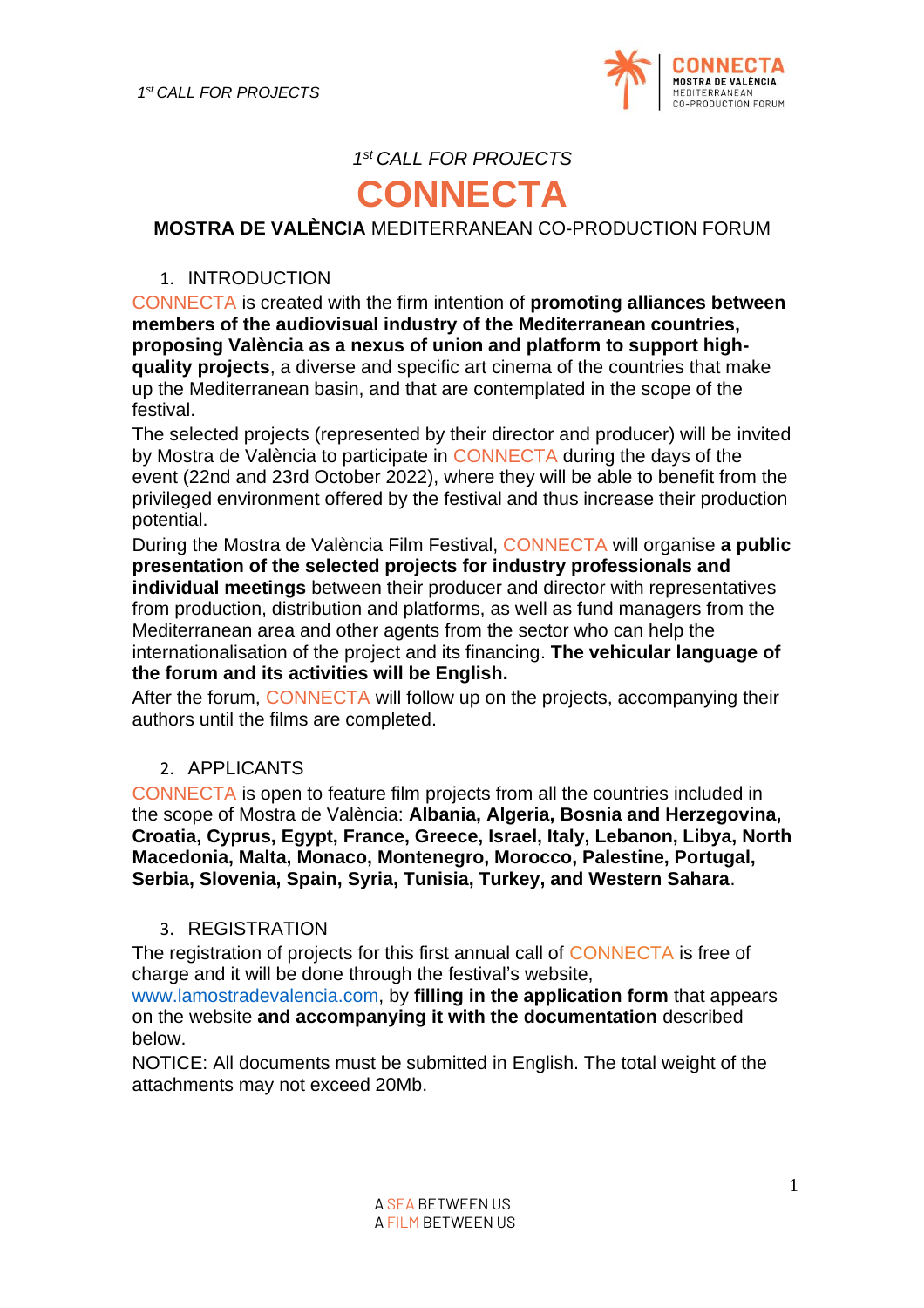*1st CALL FOR PROJECTS*

# CONNECTA

**MOSTRA DE VALÈNCIA** MEDITERRANEAN CO-PRODUCTION FORUM

## 1. INTRODUCTION

CONNECTA is created with the firm intention of **promoting alliances between members of the audiovisual industry of the Mediterranean countries, proposing València as a nexus of union and platform to support high-quality projects**, a diverse and specific art cinema of the countries that make up the Mediterranean basin, and that are contemplated in the scope of the festival.

The selected projects (represented by their director and producer) will be invited by Mostra de València to participate in CONNECTA during the days of the event (22nd and 23rd October 2022), where they will be able to benefit from the privileged environment offered by the festival and thus increase their production potential.

During the Mostra de València Film Festival, CONNECTA will organise **a public presentation of the selected projects for industry professionals and individual meetings** between their producer and director with representatives from production, distribution and platforms, as well as fund managers from the Mediterranean area and other agents from the sector who can help the internationalisation of the project and its financing. **The vehicular language of the forum and its activities will be English.**

After the forum, CONNECTA will follow up on the projects, accompanying their authors until the films are completed.

## 2. APPLICANTS

CONNECTA is open to feature film projects from all the countries included in the scope of Mostra de València: **Albania, Algeria, Bosnia and Herzegovina, Croatia, Cyprus, Egypt, France, Greece, Israel, Italy, Lebanon, Libya, North Macedonia, Malta, Monaco, Montenegro, Morocco, Palestine, Portugal, Serbia, Slovenia, Spain, Syria, Tunisia, Turkey, and Western Sahara**.

## 3. REGISTRATION

The registration of projects for this first annual call of CONNECTA is free of charge and it will be done through the festival's website, www.lamostradevalencia.com, by **filling in the application form** that appears on the website **and accompanying it with the documentation** described below.

NOTICE: All documents must be submitted in English. The total weight of the attachments may not exceed 20Mb.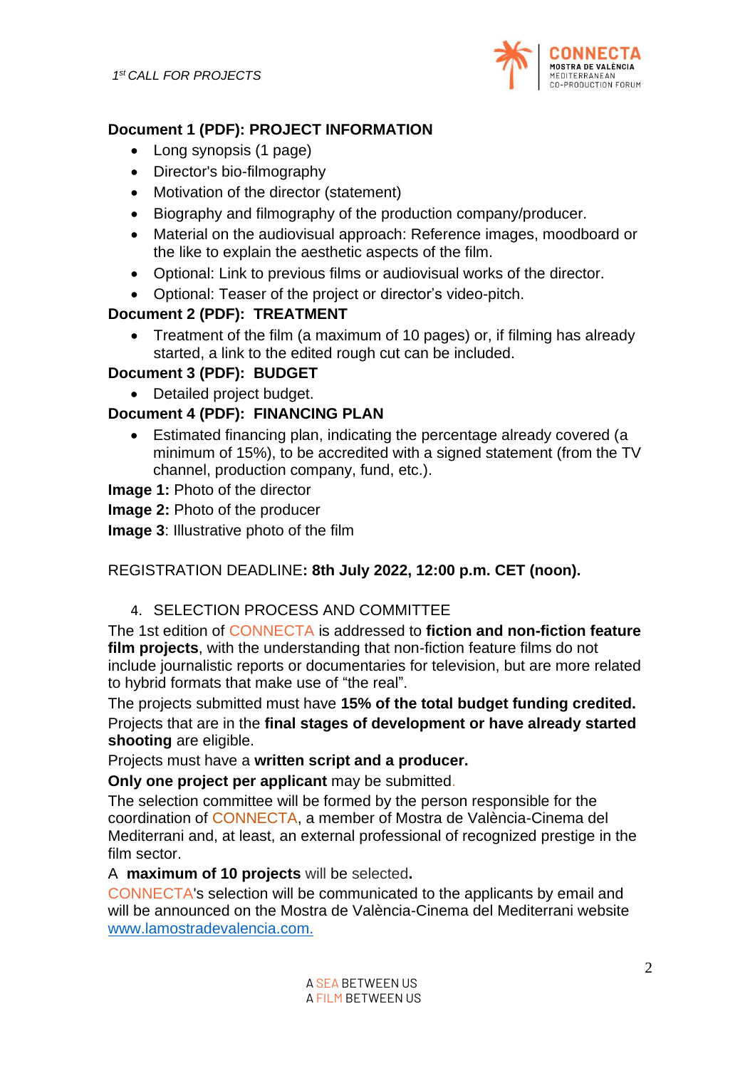**Document 1 (PDF): PROJECT INFORMATION**

- Long synopsis (1 page)
- Director's bio-filmography
- Motivation of the director (statement)
- Biography and filmography of the production company/producer.
- Material on the audiovisual approach: Reference images, moodboard or the like to explain the aesthetic aspects of the film.
- Optional: Link to previous films or audiovisual works of the director.
- Optional: Teaser of the project or director's video-pitch.

**Document 2 (PDF): TREATMENT**

- Treatment of the film (a maximum of 10 pages) or, if filming has already started, a link to the edited rough cut can be included.

**Document 3 (PDF): BUDGET**

- Detailed project budget.

**Document 4 (PDF): FINANCING PLAN**

- Estimated financing plan, indicating the percentage already covered (a minimum of 15%), to be accredited with a signed statement (from the TV channel, production company, fund, etc.).

**Image 1:** Photo of the director

**Image 2:** Photo of the producer

**Image 3**: Illustrative photo of the film

REGISTRATION DEADLINE**: 8th July 2022, 12:00 p.m. CET (noon).**

## 4. SELECTION PROCESS AND COMMITTEE

The 1st edition of CONNECTA is addressed to **fiction and non-fiction feature film projects**, with the understanding that non-fiction feature films do not include journalistic reports or documentaries for television, but are more related to hybrid formats that make use of "the real".

The projects submitted must have **15% of the total budget funding credited.**

Projects that are in the **final stages of development or have already started shooting** are eligible.

Projects must have a **written script and a producer.**

**Only one project per applicant** may be submitted.

The selection committee will be formed by the person responsible for the coordination of CONNECTA, a member of Mostra de València-Cinema del Mediterrani and, at least, an external professional of recognized prestige in the film sector.

A **maximum of 10 projects** will be selected**.**

CONNECTA's selection will be communicated to the applicants by email and will be announced on the Mostra de València-Cinema del Mediterrani website [www.lamostradevalencia.com.](http://www.lamostradevalencia.com)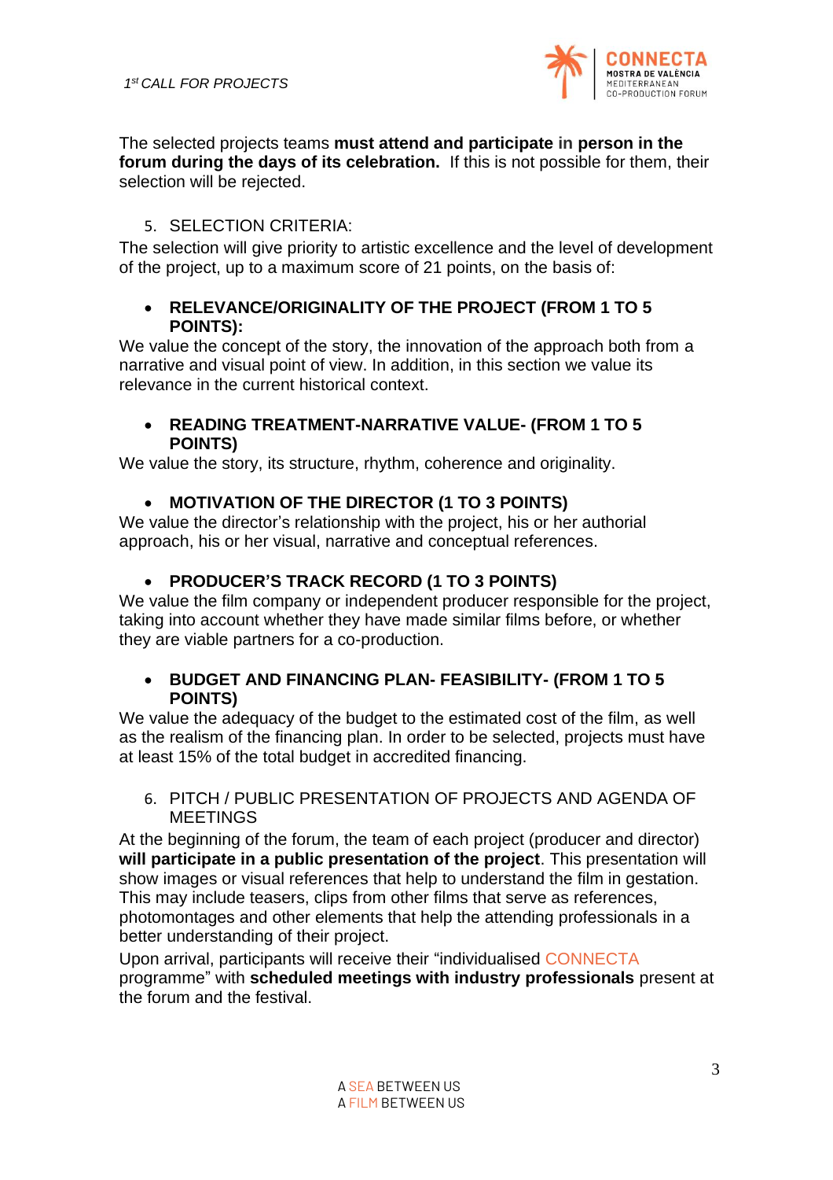The selected projects teams **must attend and participate in person in the forum during the days of its celebration.** If this is not possible for them, their selection will be rejected.

5. SELECTION CRITERIA:

The selection will give priority to artistic excellence and the level of development of the project, up to a maximum score of 21 points, on the basis of:

- **RELEVANCE/ORIGINALITY OF THE PROJECT (FROM 1 TO 5 POINTS):**

We value the concept of the story, the innovation of the approach both from a narrative and visual point of view. In addition, in this section we value its relevance in the current historical context.

- **READING TREATMENT-NARRATIVE VALUE- (FROM 1 TO 5 POINTS)**

We value the story, its structure, rhythm, coherence and originality.

- **MOTIVATION OF THE DIRECTOR (1 TO 3 POINTS)**

We value the director's relationship with the project, his or her authorial approach, his or her visual, narrative and conceptual references.

- **PRODUCER'S TRACK RECORD (1 TO 3 POINTS)**

We value the film company or independent producer responsible for the project, taking into account whether they have made similar films before, or whether they are viable partners for a co-production.

- **BUDGET AND FINANCING PLAN- FEASIBILITY- (FROM 1 TO 5 POINTS)**

We value the adequacy of the budget to the estimated cost of the film, as well as the realism of the financing plan. In order to be selected, projects must have at least 15% of the total budget in accredited financing.

6. PITCH / PUBLIC PRESENTATION OF PROJECTS AND AGENDA OF MEETINGS

At the beginning of the forum, the team of each project (producer and director) **will participate in a public presentation of the project**. This presentation will show images or visual references that help to understand the film in gestation. This may include teasers, clips from other films that serve as references, photomontages and other elements that help the attending professionals in a better understanding of their project.

Upon arrival, participants will receive their "individualised CONNECTA programme" with **scheduled meetings with industry professionals** present at the forum and the festival.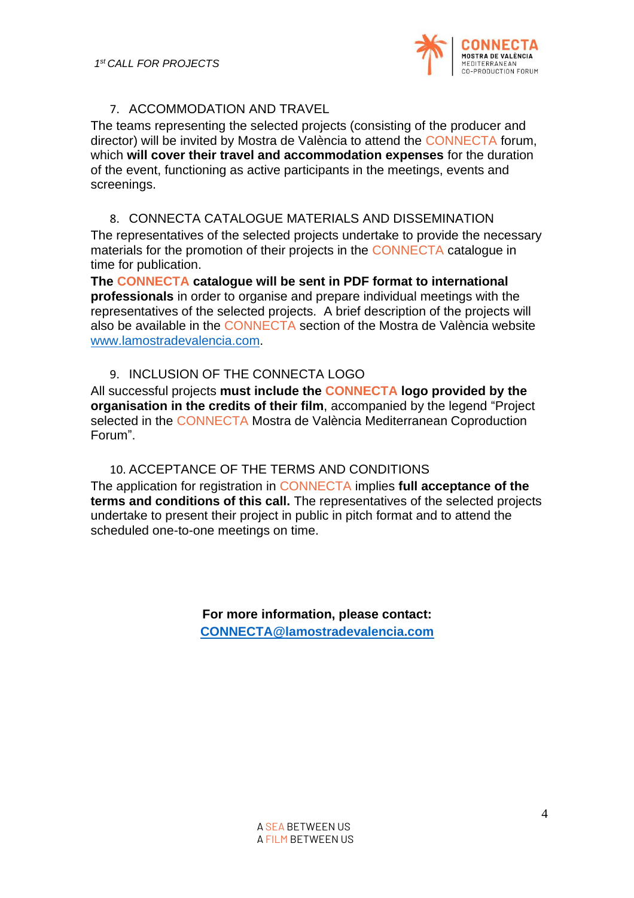## 7. ACCOMMODATION AND TRAVEL

The teams representing the selected projects (consisting of the producer and director) will be invited by Mostra de València to attend the CONNECTA forum, which **will cover their travel and accommodation expenses** for the duration of the event, functioning as active participants in the meetings, events and screenings.

## 8. CONNECTA CATALOGUE MATERIALS AND DISSEMINATION

The representatives of the selected projects undertake to provide the necessary materials for the promotion of their projects in the CONNECTA catalogue in time for publication.

**The CONNECTA catalogue will be sent in PDF format to international professionals** in order to organise and prepare individual meetings with the representatives of the selected projects. A brief description of the projects will also be available in the CONNECTA section of the Mostra de València website www.lamostradevalencia.com.

## 9. INCLUSION OF THE CONNECTA LOGO

All successful projects **must include the CONNECTA logo provided by the organisation in the credits of their film**, accompanied by the legend "Project selected in the CONNECTA Mostra de València Mediterranean Coproduction Forum".

## 10. ACCEPTANCE OF THE TERMS AND CONDITIONS

The application for registration in CONNECTA implies **full acceptance of the terms and conditions of this call.** The representatives of the selected projects undertake to present their project in public in pitch format and to attend the scheduled one-to-one meetings on time.

**For more information, please contact:**
**CONNECTA@lamostradevalencia.com**